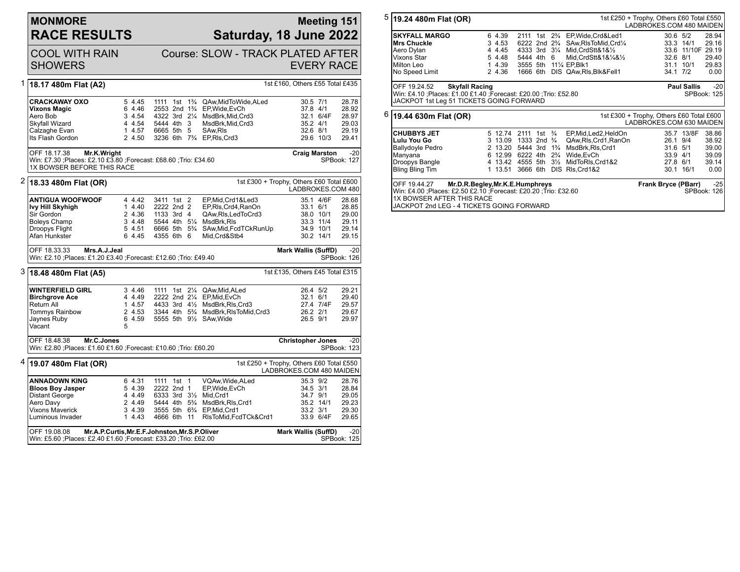# MONMORE RACE RESULTS

## Meeting 151 — Saturday, 18 June 2022

COOL WITH RAIN SHOWERS

Course: SLOW - TRACK PLATED AFTER EVERY RACE

### 1 — 18.17 480m Flat (A2)

1st £160, Others £55 Total £435

| Greyhound | Trap | Sect | Bends | Pos | Dist | Remarks | Wt | SP | Time |
|---|---|---|---|---|---|---|---|---|---|
| **CRACKAWAY OXO** | 5 | 4.45 | 1111 | 1st | 1¾ | QAw,MidToWide,ALed | 30.5 | 7/1 | 28.78 |
| **Vixons Magic** | 6 | 4.46 | 2553 | 2nd | 1¾ | EP,Wide,EvCh | 37.8 | 4/1 | 28.92 |
| Aero Bob | 3 | 4.54 | 4322 | 3rd | 2¼ | MsdBrk,Mid,Crd3 | 32.1 | 6/4F | 28.97 |
| Skyfall Wizard | 4 | 4.54 | 5444 | 4th | 3 | MsdBrk,Mid,Crd3 | 35.2 | 4/1 | 29.03 |
| Calzaghe Evan | 1 | 4.57 | 6665 | 5th | 5 | SAw,Rls | 32.6 | 8/1 | 29.19 |
| Its Flash Gordon | 2 | 4.50 | 3236 | 6th | 7¾ | EP,Rls,Crd3 | 29.6 | 10/3 | 29.41 |

OFF 18.17.38 **Mr.K.Wright** — **Craig Marston** -20

Win: £7.30 ;Places: £2.10 £3.80 ;Forecast: £68.60 ;Trio: £34.60 — SPBook: 127

1X BOWSER BEFORE THIS RACE

### 2 — 18.33 480m Flat (OR)

1st £300 + Trophy, Others £60 Total £600 — LADBROKES.COM 480

| Greyhound | Trap | Sect | Bends | Pos | Dist | Remarks | Wt | SP | Time |
|---|---|---|---|---|---|---|---|---|---|
| **ANTIGUA WOOFWOOF** | 4 | 4.42 | 3411 | 1st | 2 | EP,Mid,Crd1&Led3 | 35.1 | 4/6F | 28.68 |
| **Ivy Hill Skyhigh** | 1 | 4.40 | 2222 | 2nd | 2 | EP,Rls,Crd4,RanOn | 33.1 | 6/1 | 28.85 |
| Sir Gordon | 2 | 4.36 | 1133 | 3rd | 4 | QAw,Rls,LedToCrd3 | 38.0 | 10/1 | 29.00 |
| Boleys Champ | 3 | 4.48 | 5544 | 4th | 5¼ | MsdBrk,Rls | 33.3 | 11/4 | 29.11 |
| Droopys Flight | 5 | 4.51 | 6666 | 5th | 5¾ | SAw,Mid,FcdTCkRunUp | 34.9 | 10/1 | 29.14 |
| Afan Hunkster | 6 | 4.45 | 4355 | 6th | 6 | Mid,Crd&Stb4 | 30.2 | 14/1 | 29.15 |

OFF 18.33.33 **Mrs.A.J.Jeal** — **Mark Wallis (SuffD)** -20

Win: £2.10 ;Places: £1.20 £3.40 ;Forecast: £12.60 ;Trio: £49.40 — SPBook: 126

### 3 — 18.48 480m Flat (A5)

1st £135, Others £45 Total £315

| Greyhound | Trap | Sect | Bends | Pos | Dist | Remarks | Wt | SP | Time |
|---|---|---|---|---|---|---|---|---|---|
| **WINTERFIELD GIRL** | 3 | 4.46 | 1111 | 1st | 2¼ | QAw,Mid,ALed | 26.4 | 5/2 | 29.21 |
| **Birchgrove Ace** | 4 | 4.49 | 2222 | 2nd | 2¼ | EP,Mid,EvCh | 32.1 | 6/1 | 29.40 |
| Return All | 1 | 4.57 | 4433 | 3rd | 4½ | MsdBrk,Rls,Crd3 | 27.4 | 7/4F | 29.57 |
| Tommys Rainbow | 2 | 4.53 | 3344 | 4th | 5¾ | MsdBrk,RlsToMid,Crd3 | 26.2 | 2/1 | 29.67 |
| Jaynes Ruby | 6 | 4.59 | 5555 | 5th | 9½ | SAw,Wide | 26.5 | 9/1 | 29.97 |
| Vacant | 5 | | | | | | | | |

OFF 18.48.38 **Mr.C.Jones** — **Christopher Jones** -20

Win: £2.80 ;Places: £1.60 £1.60 ;Forecast: £10.60 ;Trio: £60.20 — SPBook: 123

### 4 — 19.07 480m Flat (OR)

1st £250 + Trophy, Others £60 Total £550 — LADBROKES.COM 480 MAIDEN

| Greyhound | Trap | Sect | Bends | Pos | Dist | Remarks | Wt | SP | Time |
|---|---|---|---|---|---|---|---|---|---|
| **ANNADOWN KING** | 6 | 4.31 | 1111 | 1st | 1 | VQAw,Wide,ALed | 35.3 | 9/2 | 28.76 |
| **Bloos Boy Jasper** | 5 | 4.39 | 2222 | 2nd | 1 | EP,Wide,EvCh | 34.5 | 3/1 | 28.84 |
| Distant George | 4 | 4.49 | 6333 | 3rd | 3½ | Mid,Crd1 | 34.7 | 9/1 | 29.05 |
| Aero Davy | 2 | 4.49 | 5444 | 4th | 5¾ | MsdBrk,Rls,Crd1 | 35.2 | 14/1 | 29.23 |
| Vixons Maverick | 3 | 4.39 | 3555 | 5th | 6¾ | EP,Mid,Crd1 | 33.2 | 3/1 | 29.30 |
| Luminous Invader | 1 | 4.43 | 4666 | 6th | 11 | RlsToMid,FcdTCk&Crd1 | 33.9 | 6/4F | 29.65 |

OFF 19.08.08 **Mr.A.P.Curtis,Mr.E.F.Johnston,Mr.S.P.Oliver** — **Mark Wallis (SuffD)** -20

Win: £5.60 ;Places: £2.40 £1.60 ;Forecast: £33.20 ;Trio: £62.00 — SPBook: 125

### 5 — 19.24 480m Flat (OR)

1st £250 + Trophy, Others £60 Total £550 — LADBROKES.COM 480 MAIDEN

| Greyhound | Trap | Sect | Bends | Pos | Dist | Remarks | Wt | SP | Time |
|---|---|---|---|---|---|---|---|---|---|
| **SKYFALL MARGO** | 6 | 4.39 | 2111 | 1st | 2¾ | EP,Wide,Crd&Led1 | 30.6 | 5/2 | 28.94 |
| **Mrs Chuckle** | 3 | 4.53 | 6222 | 2nd | 2¾ | SAw,RlsToMid,Crd¼ | 33.3 | 14/1 | 29.16 |
| Aero Dylan | 4 | 4.45 | 4333 | 3rd | 3¼ | Mid,CrdStt&1&½ | 33.6 | 11/10F | 29.19 |
| Vixons Star | 5 | 4.48 | 5444 | 4th | 6 | Mid,CrdStt&1&¼&½ | 32.6 | 8/1 | 29.40 |
| Milton Leo | 1 | 4.39 | 3555 | 5th | 11¼ | EP,Blk1 | 31.1 | 10/1 | 29.83 |
| No Speed Limit | 2 | 4.36 | 1666 | 6th | DIS | QAw,Rls,Blk&Fell1 | 34.1 | 7/2 | 0.00 |

OFF 19.24.52 **Skyfall Racing** — **Paul Sallis** -20

Win: £4.10 ;Places: £1.00 £1.40 ;Forecast: £20.00 ;Trio: £52.80 — SPBook: 125

JACKPOT 1st Leg 51 TICKETS GOING FORWARD

### 6 — 19.44 630m Flat (OR)

1st £300 + Trophy, Others £60 Total £600 — LADBROKES.COM 630 MAIDEN

| Greyhound | Trap | Sect | Bends | Pos | Dist | Remarks | Wt | SP | Time |
|---|---|---|---|---|---|---|---|---|---|
| **CHUBBYS JET** | 5 | 12.74 | 2111 | 1st | ¾ | EP,Mid,Led2,HeldOn | 35.7 | 13/8F | 38.86 |
| **Lulu You Go** | 3 | 13.09 | 1333 | 2nd | ¾ | QAw,Rls,Crd1,RanOn | 26.1 | 9/4 | 38.92 |
| Ballydoyle Pedro | 2 | 13.20 | 5444 | 3rd | 1¾ | MsdBrk,Rls,Crd1 | 31.6 | 5/1 | 39.00 |
| Manyana | 6 | 12.99 | 6222 | 4th | 2¾ | Wide,EvCh | 33.9 | 4/1 | 39.09 |
| Droopys Bangle | 4 | 13.42 | 4555 | 5th | 3½ | MidToRls,Crd1&2 | 27.8 | 6/1 | 39.14 |
| Bling Bling Tim | 1 | 13.51 | 3666 | 6th | DIS | Rls,Crd1&2 | 30.1 | 16/1 | 0.00 |

OFF 19.44.27 **Mr.D.R.Begley,Mr.K.E.Humphreys** — **Frank Bryce (PBarr)** -25

Win: £4.00 ;Places: £2.50 £2.10 ;Forecast: £20.20 ;Trio: £32.60 — SPBook: 126

1X BOWSER AFTER THIS RACE

JACKPOT 2nd LEG - 4 TICKETS GOING FORWARD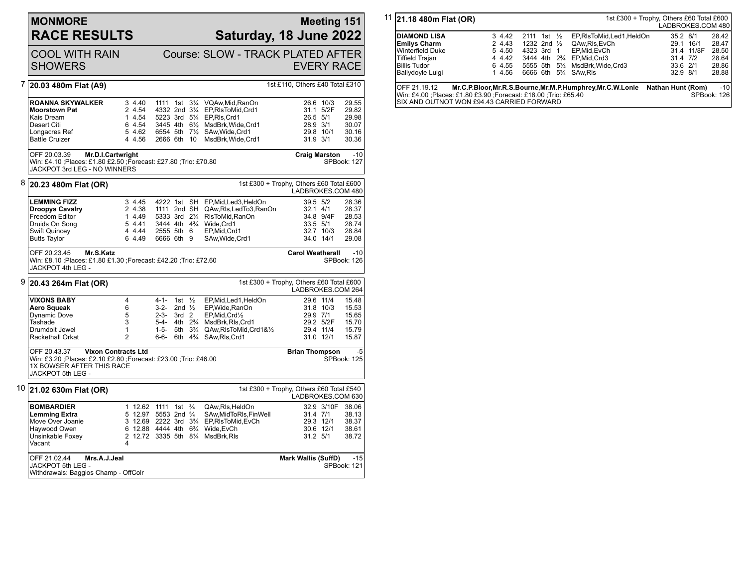# MONMORE RACE RESULTS

## Meeting 151 Saturday, 18 June 2022

COOL WITH RAIN SHOWERS

Course: SLOW - TRACK PLATED AFTER EVERY RACE

### 7 20.03 480m Flat (A9)

1st £110, Others £40 Total £310

| | | | | | | | | | |
|---|---|---|---|---|---|---|---|---|---|
| **ROANNA SKYWALKER** | 3 4.40 | 1111 | 1st | 3¼ | VQAw,Mid,RanOn | 26.6 | 10/3 | 29.55 |
| **Moorstown Pat** | 2 4.54 | 4332 | 2nd | 3¼ | EP,RlsToMid,Crd1 | 31.1 | 5/2F | 29.82 |
| Kais Dream | 1 4.54 | 5223 | 3rd | 5¼ | EP,Rls,Crd1 | 26.5 | 5/1 | 29.98 |
| Desert Citi | 6 4.54 | 3445 | 4th | 6½ | MsdBrk,Wide,Crd1 | 28.9 | 3/1 | 30.07 |
| Longacres Ref | 5 4.62 | 6554 | 5th | 7½ | SAw,Wide,Crd1 | 29.8 | 10/1 | 30.16 |
| Battle Cruizer | 4 4.56 | 2666 | 6th | 10 | MsdBrk,Wide,Crd1 | 31.9 | 3/1 | 30.36 |

OFF 20.03.39 **Mr.D.I.Cartwright** **Craig Marston** -10
Win: £4.10 ;Places: £1.80 £2.50 ;Forecast: £27.80 ;Trio: £70.80 SPBook: 127
JACKPOT 3rd LEG - NO WINNERS

### 8 20.23 480m Flat (OR)

1st £300 + Trophy, Others £60 Total £600
LADBROKES.COM 480

| | | | | | | | | | |
|---|---|---|---|---|---|---|---|---|---|
| **LEMMING FIZZ** | 3 4.45 | 4222 | 1st | SH | EP,Mid,Led3,HeldOn | 39.5 | 5/2 | 28.36 |
| **Droopys Cavalry** | 2 4.38 | 1111 | 2nd | SH | QAw,Rls,LedTo3,RanOn | 32.1 | 4/1 | 28.37 |
| Freedom Editor | 1 4.49 | 5333 | 3rd | 2¼ | RlsToMid,RanOn | 34.8 | 9/4F | 28.53 |
| Druids On Song | 5 4.41 | 3444 | 4th | 4¾ | Wide,Crd1 | 33.5 | 5/1 | 28.74 |
| Swift Quincey | 4 4.44 | 2555 | 5th | 6 | EP,Mid,Crd1 | 32.7 | 10/3 | 28.84 |
| Butts Taylor | 6 4.49 | 6666 | 6th | 9 | SAw,Wide,Crd1 | 34.0 | 14/1 | 29.08 |

OFF 20.23.45 **Mr.S.Katz** **Carol Weatherall** -10
Win: £8.10 ;Places: £1.80 £1.30 ;Forecast: £42.20 ;Trio: £72.60 SPBook: 126
JACKPOT 4th LEG -

### 9 20.43 264m Flat (OR)

1st £300 + Trophy, Others £60 Total £600
LADBROKES.COM 264

| | | | | | | | | | |
|---|---|---|---|---|---|---|---|---|---|
| **VIXONS BABY** | 4 | 4-1- | 1st | ½ | EP,Mid,Led1,HeldOn | 29.6 | 11/4 | 15.48 |
| **Aero Squeak** | 6 | 3-2- | 2nd | ½ | EP,Wide,RanOn | 31.8 | 10/3 | 15.53 |
| Dynamic Dove | 5 | 2-3- | 3rd | 2 | EP,Mid,Crd½ | 29.9 | 7/1 | 15.65 |
| Tashade | 3 | 5-4- | 4th | 2¾ | MsdBrk,Rls,Crd1 | 29.2 | 5/2F | 15.70 |
| Drumdoit Jewel | 1 | 1-5- | 5th | 3¾ | QAw,RlsToMid,Crd1&½ | 29.4 | 11/4 | 15.79 |
| Rackethall Orkat | 2 | 6-6- | 6th | 4¾ | SAw,Rls,Crd1 | 31.0 | 12/1 | 15.87 |

OFF 20.43.37 **Vixon Contracts Ltd** **Brian Thompson** -5
Win: £3.20 ;Places: £2.10 £2.80 ;Forecast: £23.00 ;Trio: £46.00 SPBook: 125
1X BOWSER AFTER THIS RACE
JACKPOT 5th LEG -

### 10 21.02 630m Flat (OR)

1st £300 + Trophy, Others £60 Total £540
LADBROKES.COM 630

| | | | | | | | | | |
|---|---|---|---|---|---|---|---|---|---|
| **BOMBARDIER** | 1 12.62 | 1111 | 1st | ¾ | QAw,Rls,HeldOn | 32.9 | 3/10F | 38.06 |
| **Lemming Extra** | 5 12.97 | 5553 | 2nd | ¾ | SAw,MidToRls,FinWell | 31.4 | 7/1 | 38.13 |
| Move Over Joanie | 3 12.69 | 2222 | 3rd | 3¾ | EP,RlsToMid,EvCh | 29.3 | 12/1 | 38.37 |
| Haywood Owen | 6 12.88 | 4444 | 4th | 6¾ | Wide,EvCh | 30.6 | 12/1 | 38.61 |
| Unsinkable Foxey | 2 12.72 | 3335 | 5th | 8¼ | MsdBrk,Rls | 31.2 | 5/1 | 38.72 |
| Vacant | 4 | | | | | | | |

OFF 21.02.44 **Mrs.A.J.Jeal** **Mark Wallis (SuffD)** -15
JACKPOT 5th LEG - SPBook: 121
Withdrawals: Baggios Champ - OffColr

### 11 21.18 480m Flat (OR)

1st £300 + Trophy, Others £60 Total £600
LADBROKES.COM 480

| | | | | | | | | | |
|---|---|---|---|---|---|---|---|---|---|
| **DIAMOND LISA** | 3 4.42 | 2111 | 1st | ½ | EP,RlsToMid,Led1,HeldOn | 35.2 | 8/1 | 28.42 |
| **Emilys Charm** | 2 4.43 | 1232 | 2nd | ½ | QAw,Rls,EvCh | 29.1 | 16/1 | 28.47 |
| Winterfield Duke | 5 4.50 | 4323 | 3rd | 1 | EP,Mid,EvCh | 31.4 | 11/8F | 28.50 |
| Tiffield Trajan | 4 4.42 | 3444 | 4th | 2¾ | EP,Mid,Crd3 | 31.4 | 7/2 | 28.64 |
| Billis Tudor | 6 4.55 | 5555 | 5th | 5½ | MsdBrk,Wide,Crd3 | 33.6 | 2/1 | 28.86 |
| Ballydoyle Luigi | 1 4.56 | 6666 | 6th | 5¾ | SAw,Rls | 32.9 | 8/1 | 28.88 |

OFF 21.19.12 **Mr.C.P.Bloor,Mr.R.S.Bourne,Mr.M.P.Humphrey,Mr.C.W.Lonie** **Nathan Hunt (Rom)** -10
Win: £4.00 ;Places: £1.80 £3.90 ;Forecast: £18.00 ;Trio: £65.40 SPBook: 126
SIX AND OUTNOT WON £94.43 CARRIED FORWARD